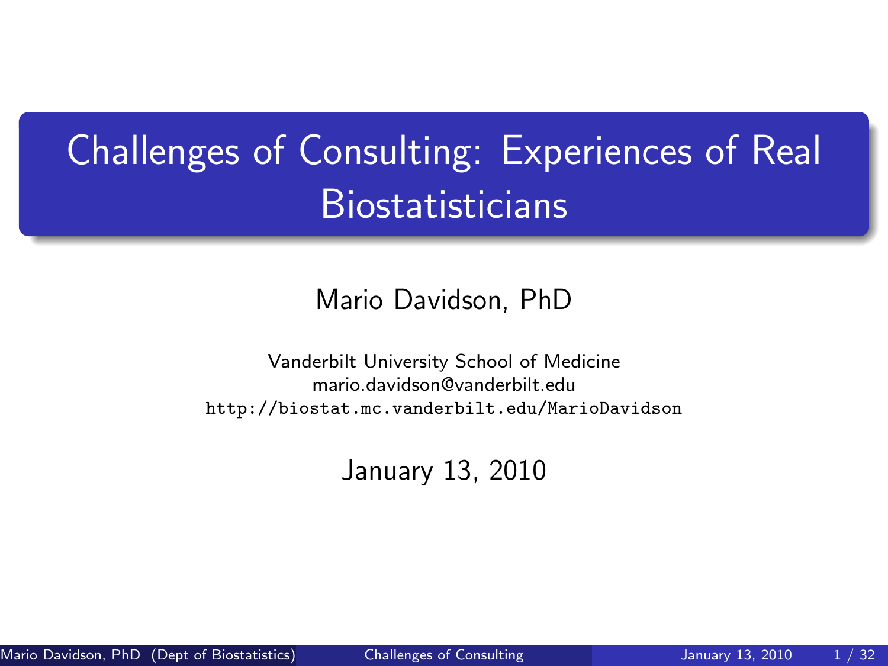# Challenges of Consulting: Experiences of Real Biostatisticians

Mario Davidson, PhD

Vanderbilt University School of Medicine
mario.davidson@vanderbilt.edu
http://biostat.mc.vanderbilt.edu/MarioDavidson

January 13, 2010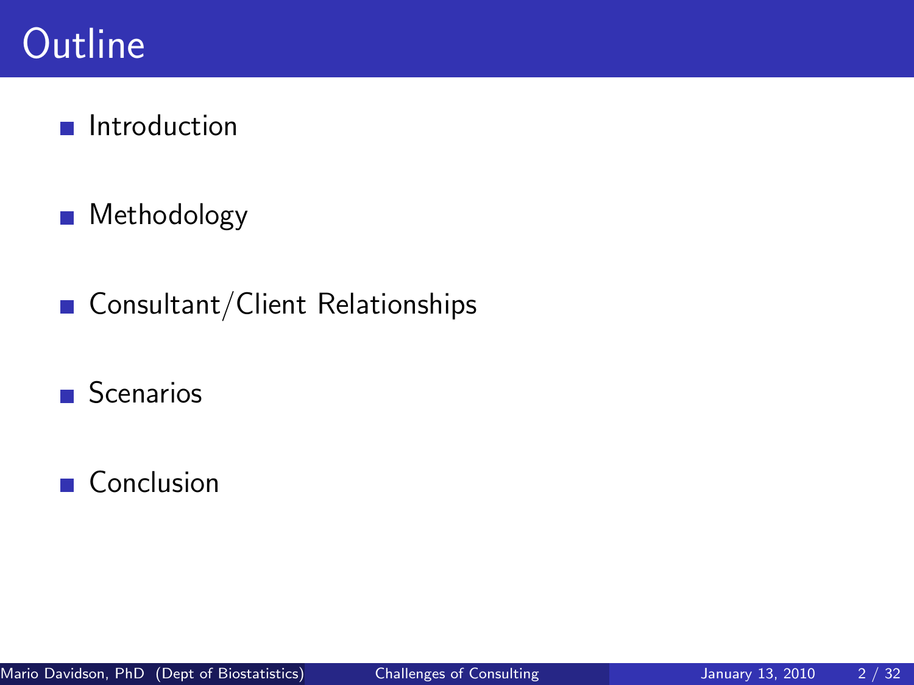# Outline

- Introduction
- Methodology
- Consultant/Client Relationships
- Scenarios
- Conclusion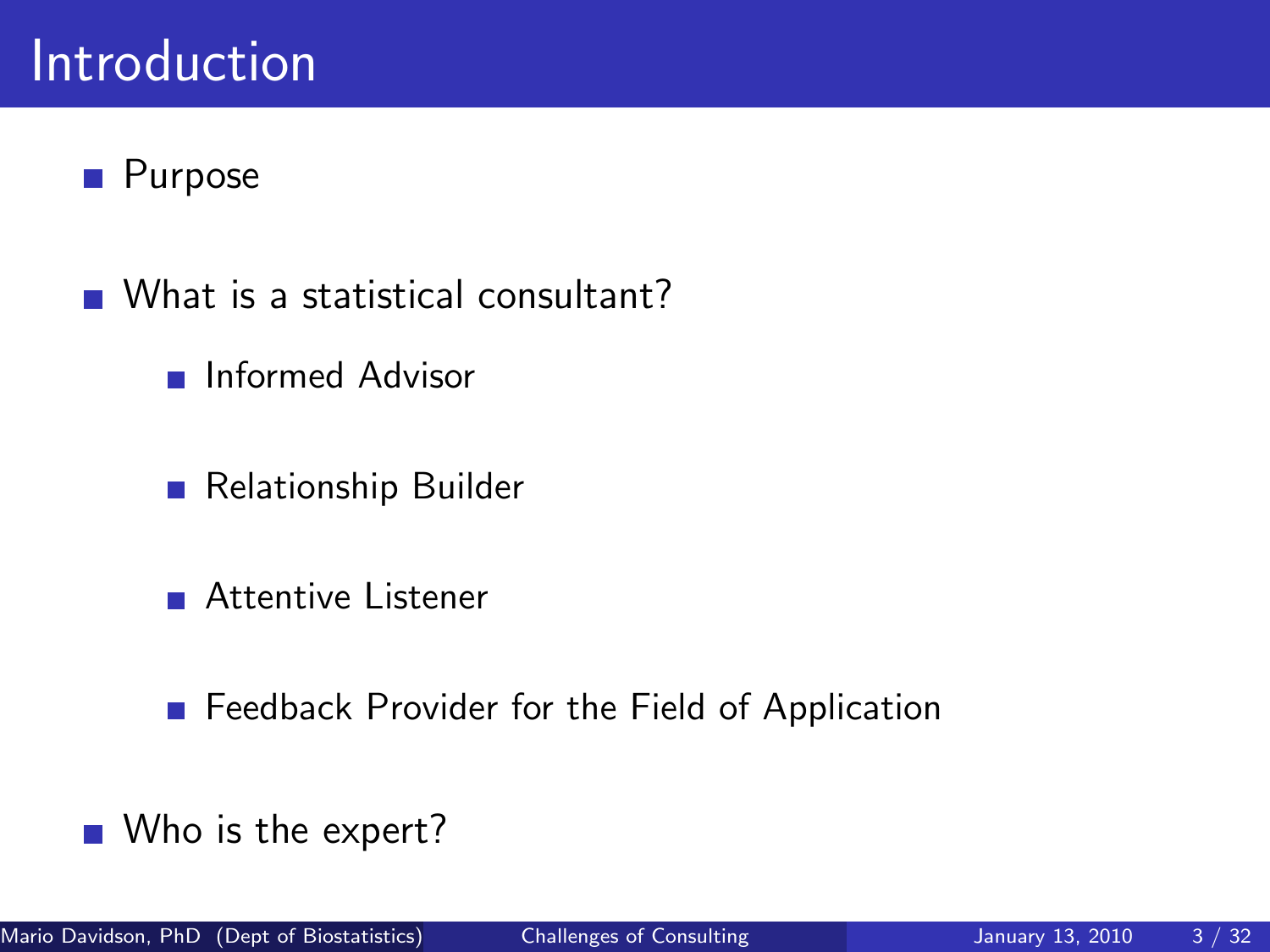# Introduction

- Purpose
- What is a statistical consultant?
  - Informed Advisor
  - Relationship Builder
  - Attentive Listener
  - Feedback Provider for the Field of Application
- Who is the expert?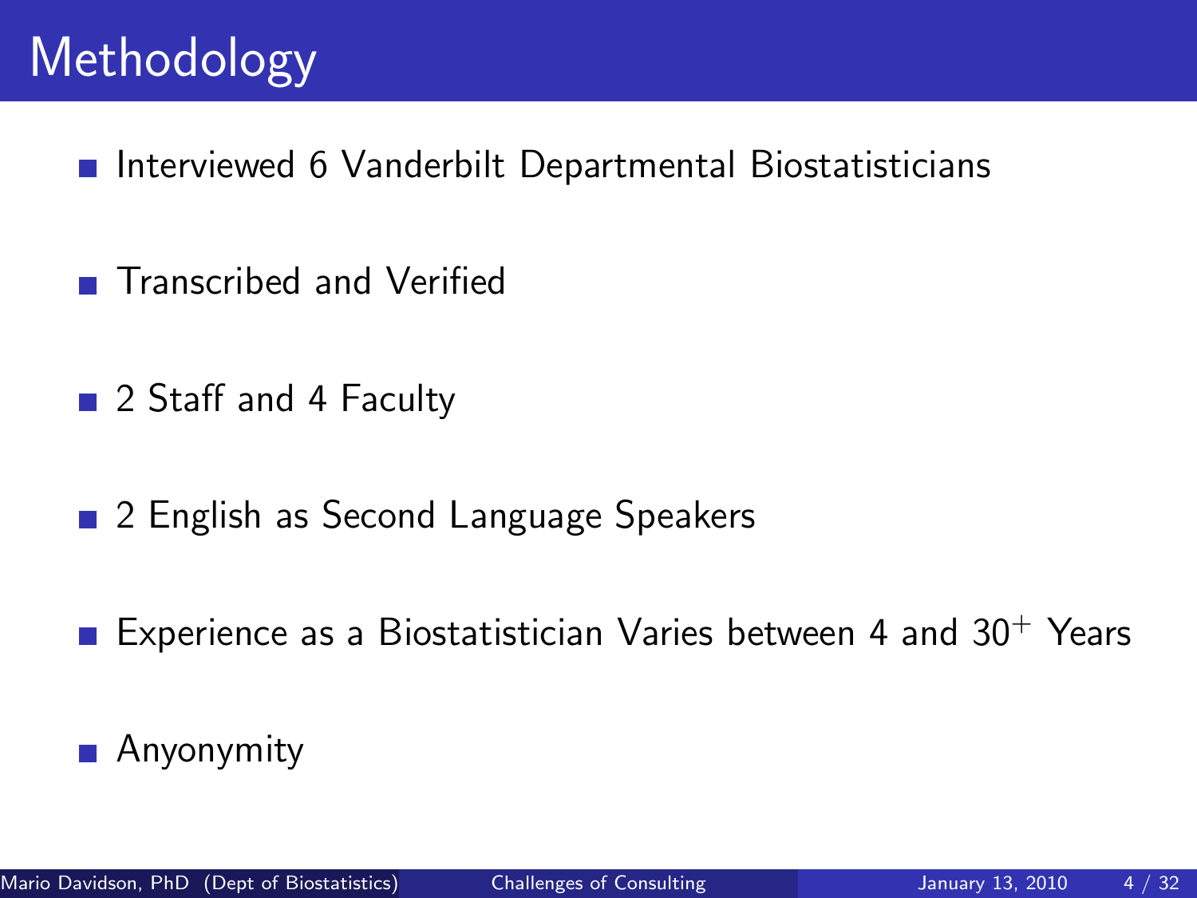# Methodology

- Interviewed 6 Vanderbilt Departmental Biostatisticians
- Transcribed and Verified
- 2 Staff and 4 Faculty
- 2 English as Second Language Speakers
- Experience as a Biostatistician Varies between 4 and $30^+$ Years
- Anyonymity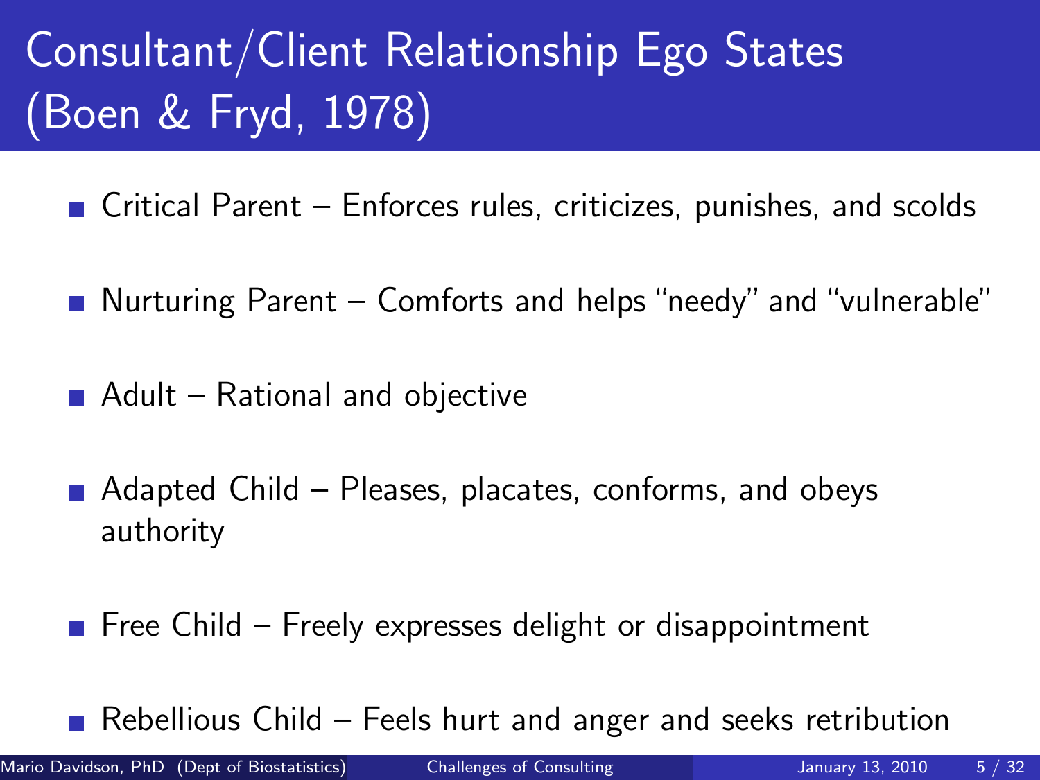# Consultant/Client Relationship Ego States (Boen & Fryd, 1978)

- Critical Parent – Enforces rules, criticizes, punishes, and scolds
- Nurturing Parent – Comforts and helps "needy" and "vulnerable"
- Adult – Rational and objective
- Adapted Child – Pleases, placates, conforms, and obeys authority
- Free Child – Freely expresses delight or disappointment
- Rebellious Child – Feels hurt and anger and seeks retribution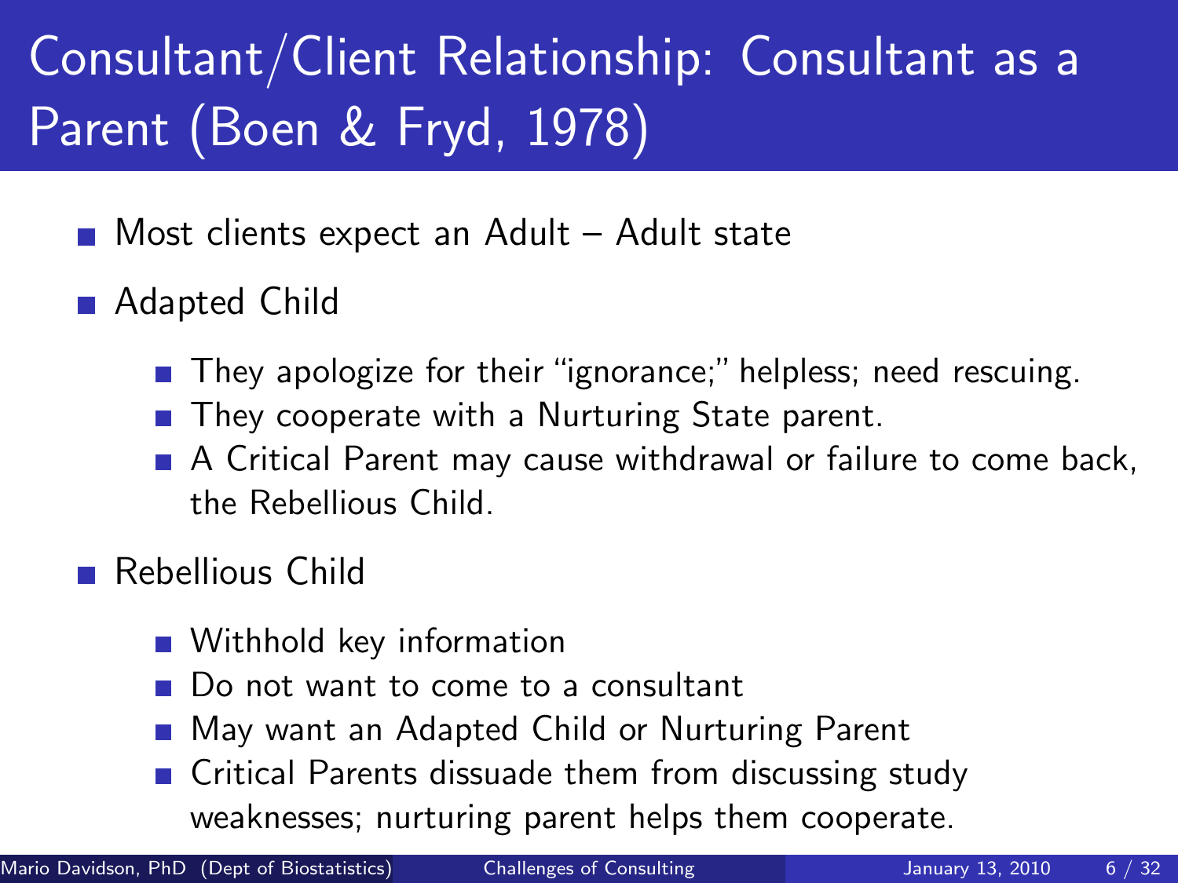# Consultant/Client Relationship: Consultant as a Parent (Boen & Fryd, 1978)

- Most clients expect an Adult – Adult state
- Adapted Child
  - They apologize for their "ignorance;" helpless; need rescuing.
  - They cooperate with a Nurturing State parent.
  - A Critical Parent may cause withdrawal or failure to come back, the Rebellious Child.
- Rebellious Child
  - Withhold key information
  - Do not want to come to a consultant
  - May want an Adapted Child or Nurturing Parent
  - Critical Parents dissuade them from discussing study weaknesses; nurturing parent helps them cooperate.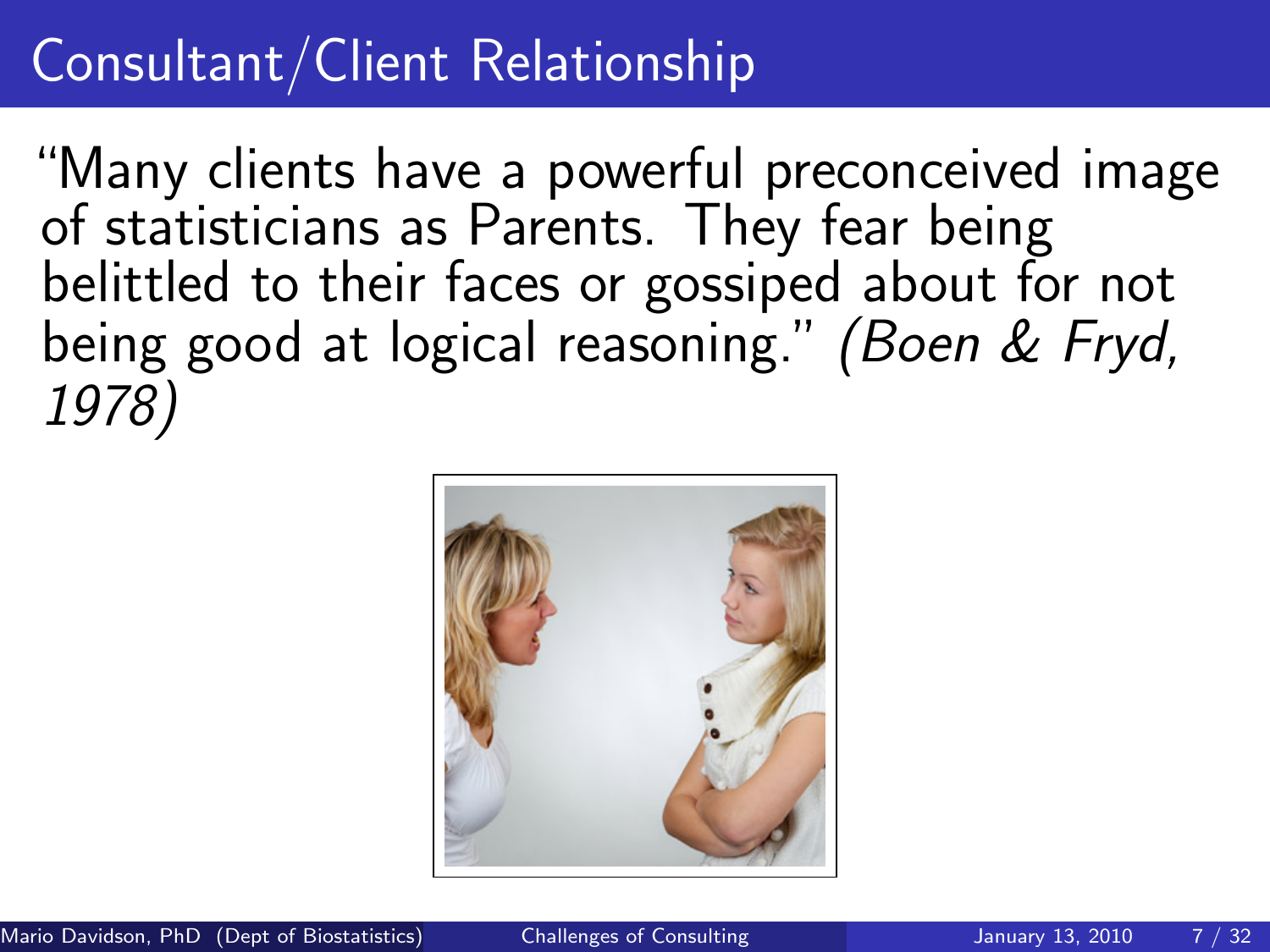# Consultant/Client Relationship

"Many clients have a powerful preconceived image of statisticians as Parents. They fear being belittled to their faces or gossiped about for not being good at logical reasoning." *(Boen & Fryd, 1978)*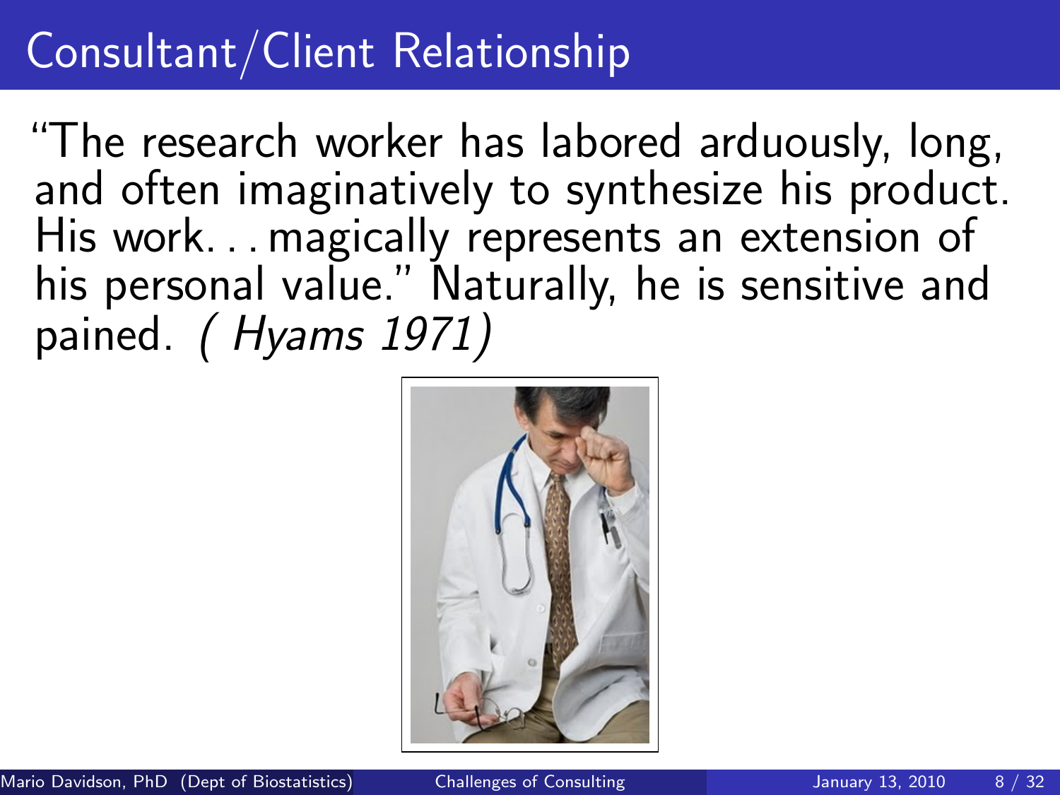# Consultant/Client Relationship

"The research worker has labored arduously, long, and often imaginatively to synthesize his product. His work. . . magically represents an extension of his personal value." Naturally, he is sensitive and pained. *( Hyams 1971)*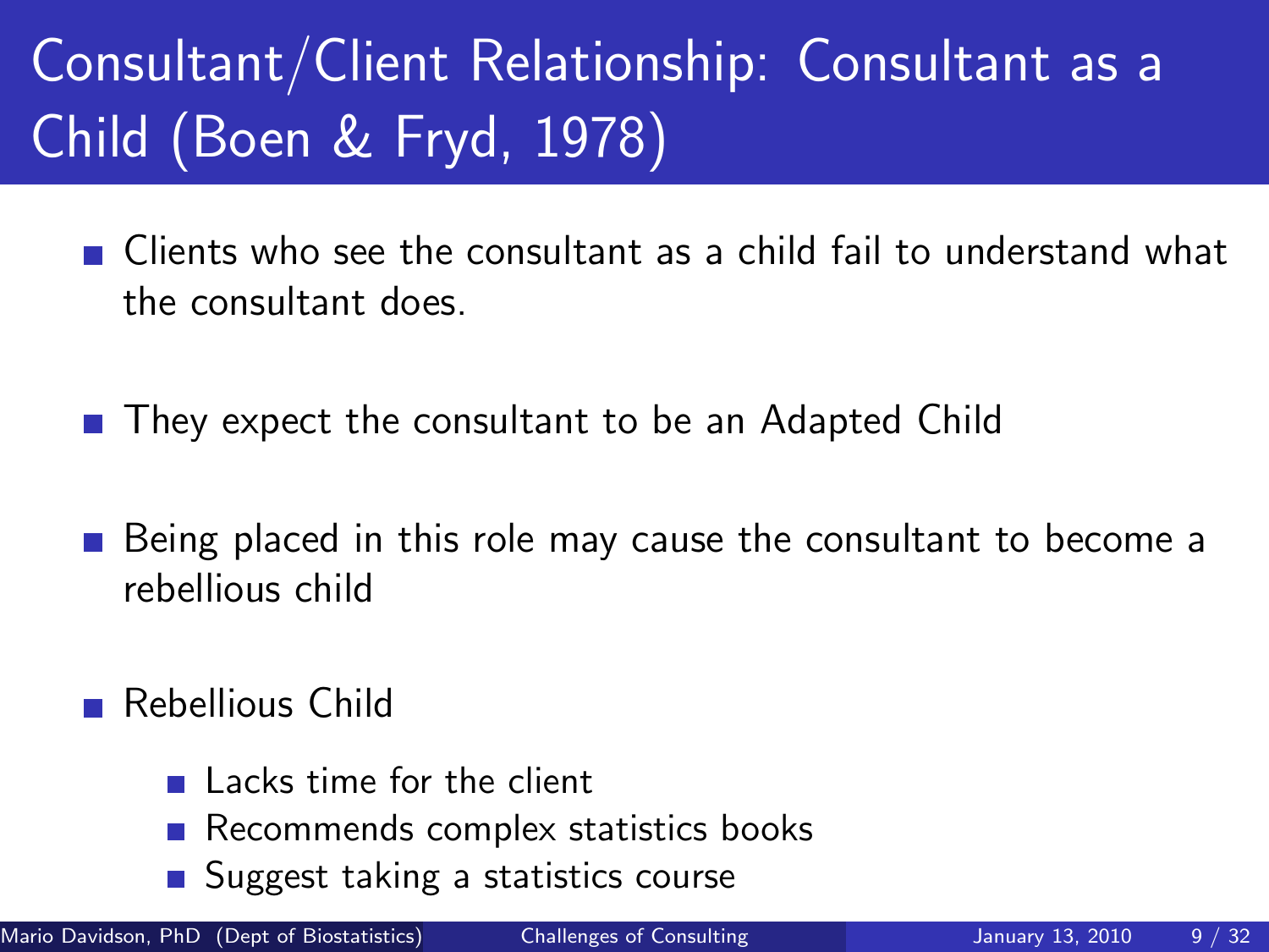# Consultant/Client Relationship: Consultant as a Child (Boen & Fryd, 1978)

- Clients who see the consultant as a child fail to understand what the consultant does.
- They expect the consultant to be an Adapted Child
- Being placed in this role may cause the consultant to become a rebellious child
- Rebellious Child
  - Lacks time for the client
  - Recommends complex statistics books
  - Suggest taking a statistics course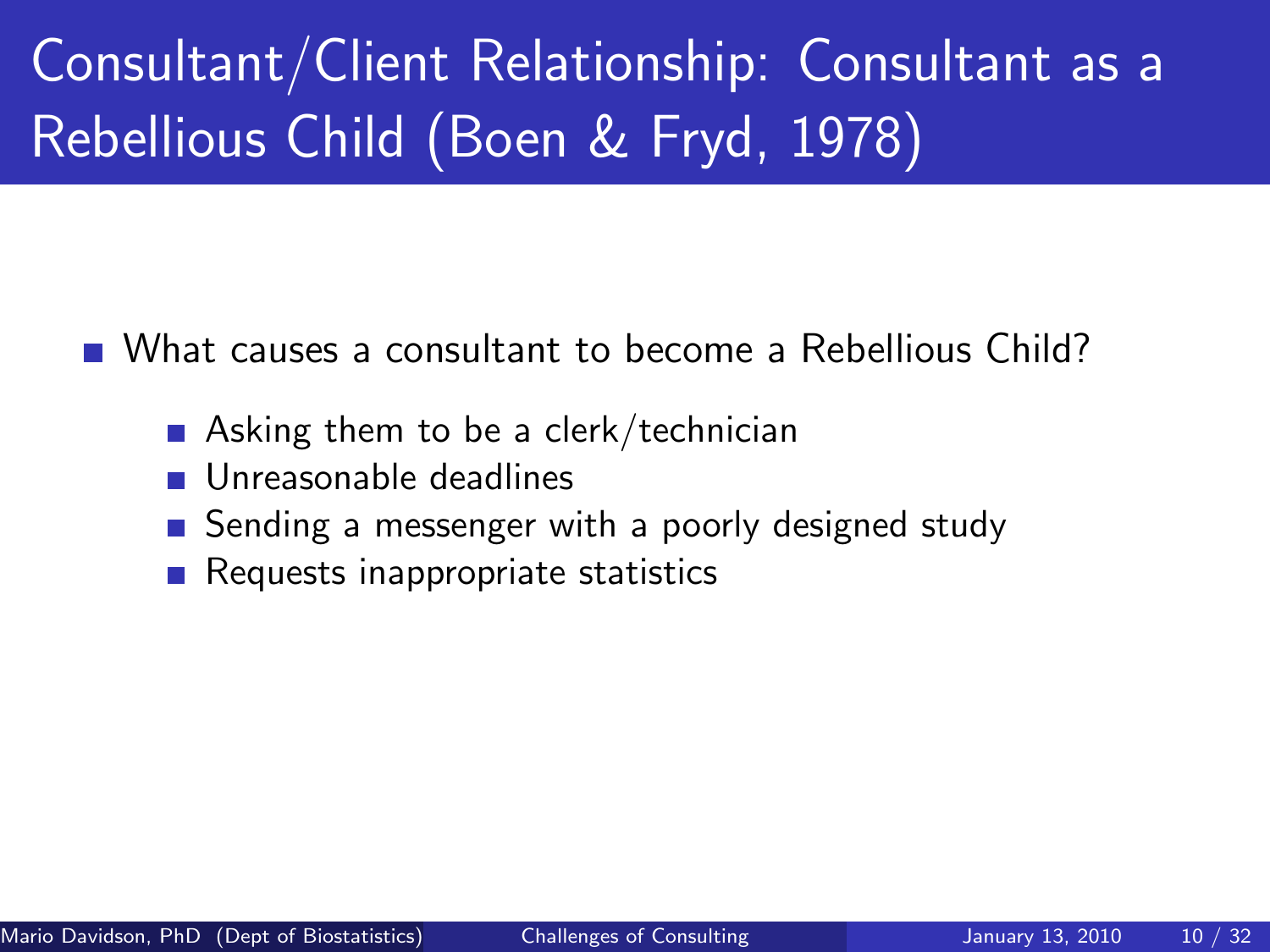# Consultant/Client Relationship: Consultant as a Rebellious Child (Boen & Fryd, 1978)

- What causes a consultant to become a Rebellious Child?
  - Asking them to be a clerk/technician
  - Unreasonable deadlines
  - Sending a messenger with a poorly designed study
  - Requests inappropriate statistics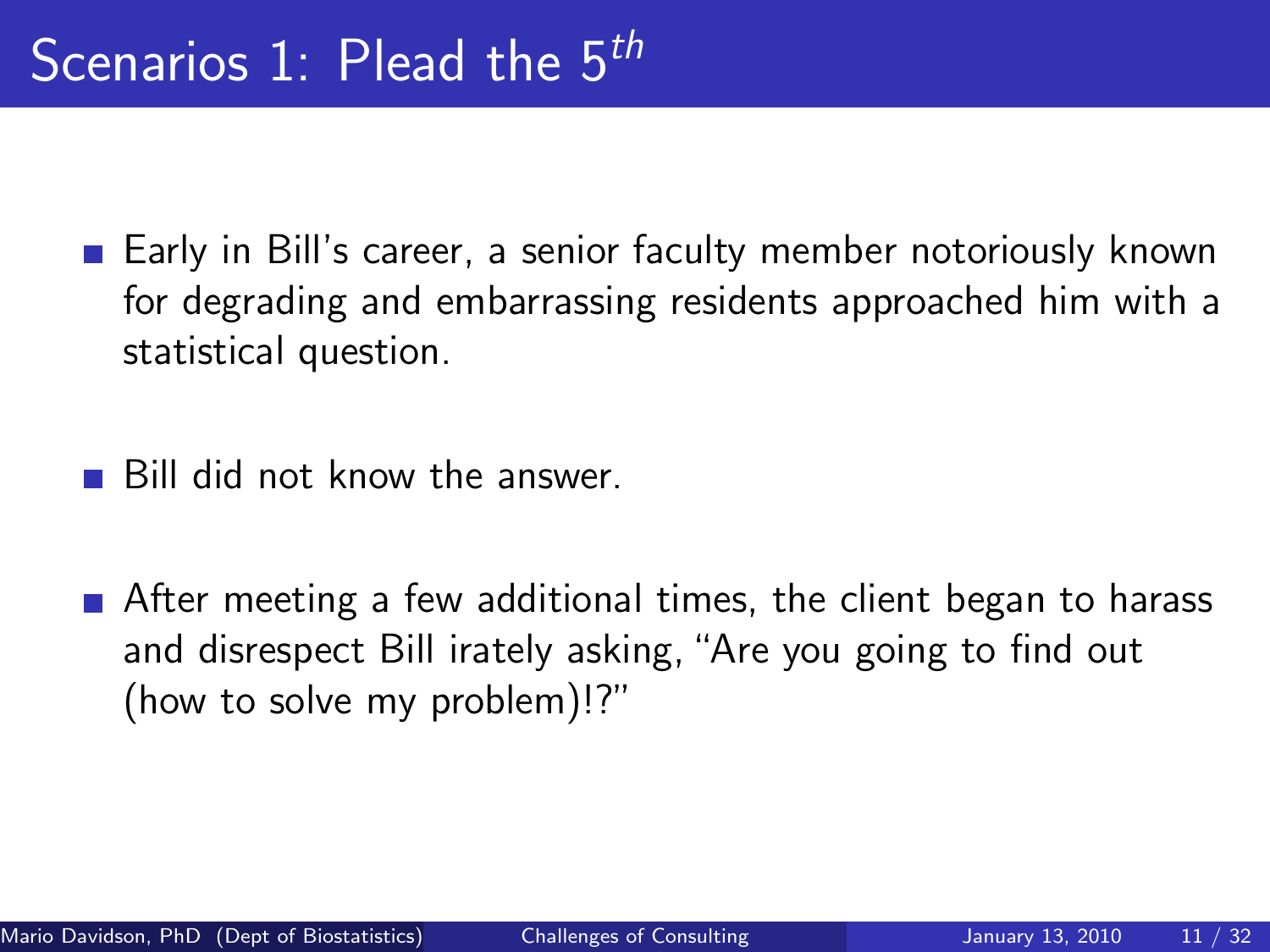# Scenarios 1: Plead the $5^{th}$

- Early in Bill's career, a senior faculty member notoriously known for degrading and embarrassing residents approached him with a statistical question.
- Bill did not know the answer.
- After meeting a few additional times, the client began to harass and disrespect Bill irately asking, "Are you going to find out (how to solve my problem)!?"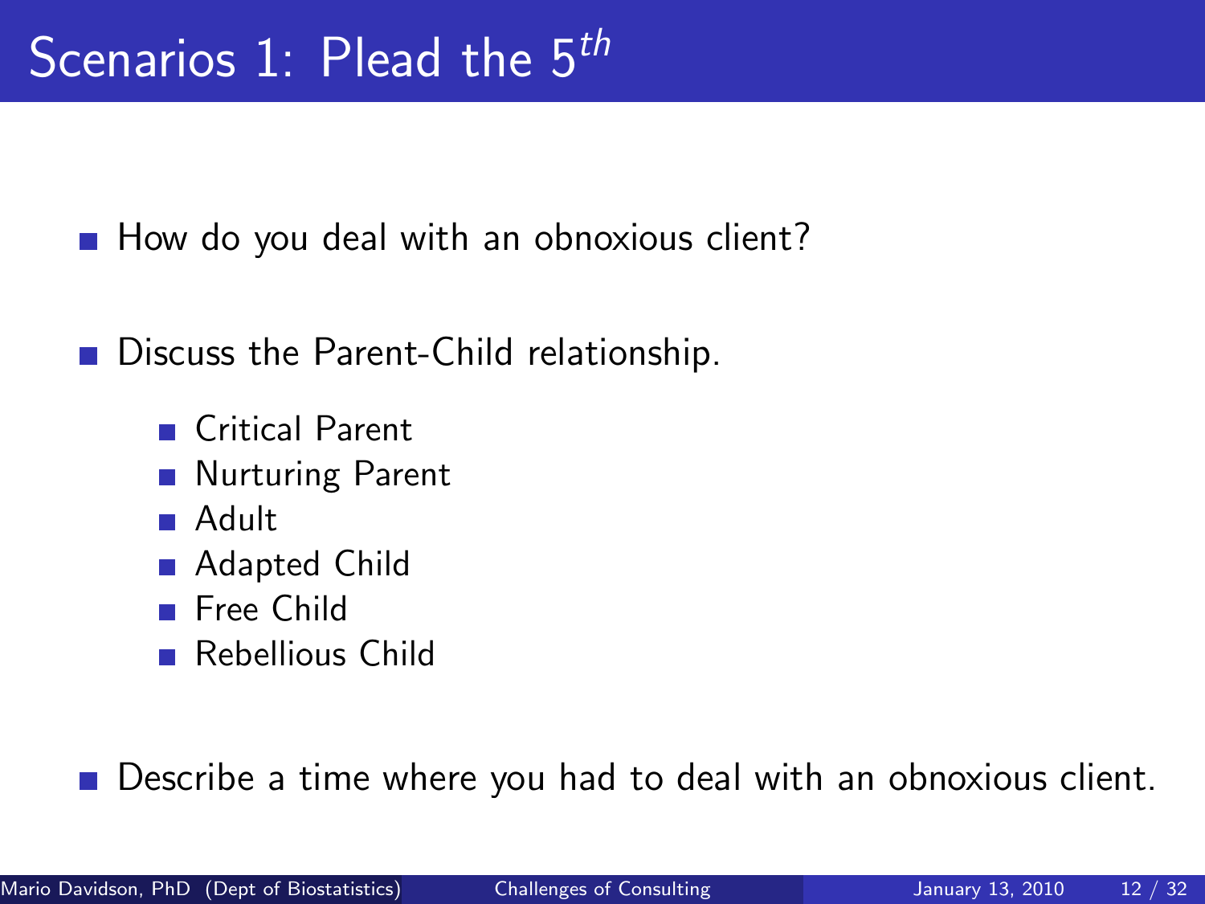# Scenarios 1: Plead the $5^{th}$

- How do you deal with an obnoxious client?
- Discuss the Parent-Child relationship.
  - Critical Parent
  - Nurturing Parent
  - Adult
  - Adapted Child
  - Free Child
  - Rebellious Child
- Describe a time where you had to deal with an obnoxious client.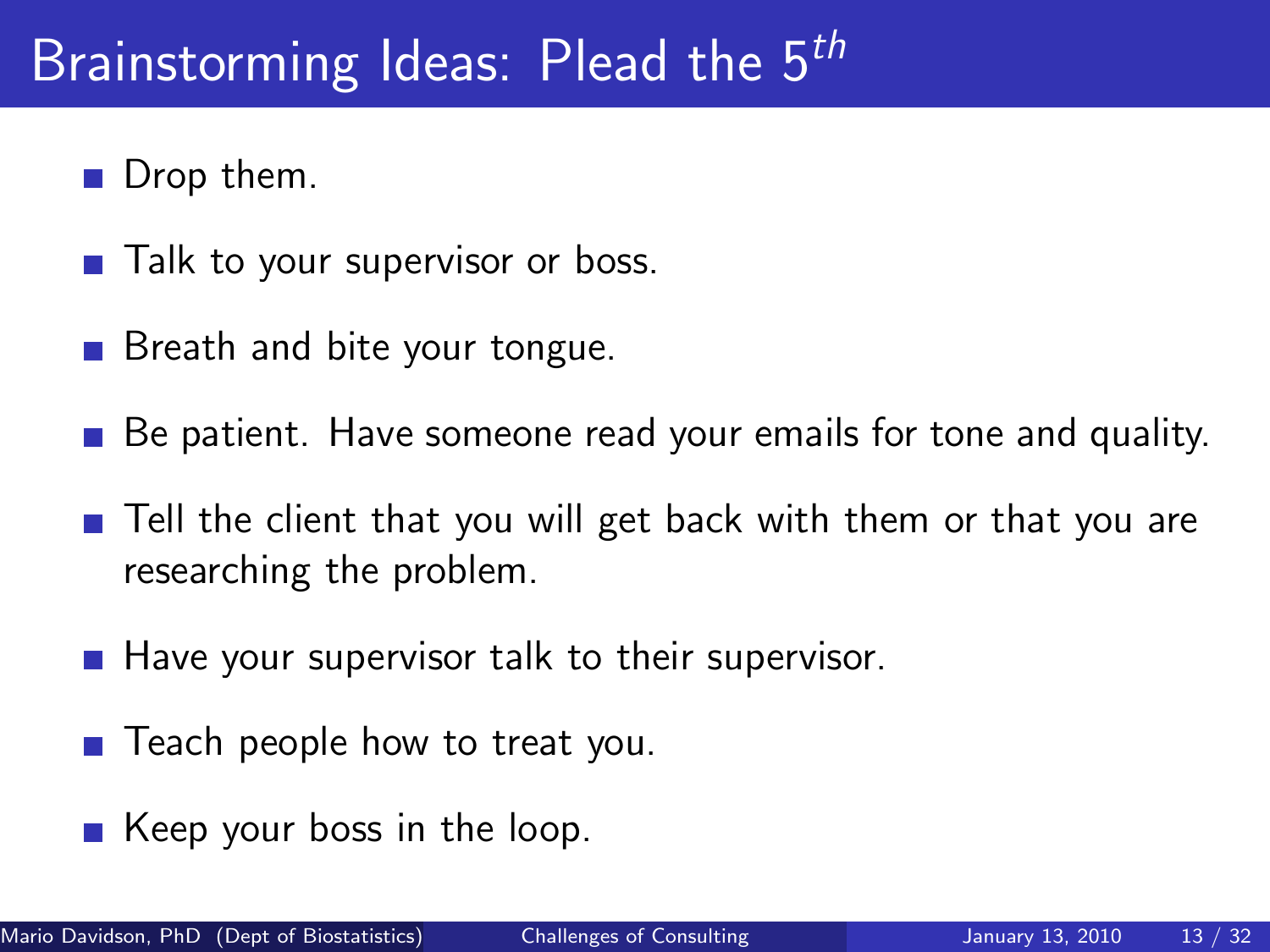# Brainstorming Ideas: Plead the $5^{th}$

- Drop them.
- Talk to your supervisor or boss.
- Breath and bite your tongue.
- Be patient. Have someone read your emails for tone and quality.
- Tell the client that you will get back with them or that you are researching the problem.
- Have your supervisor talk to their supervisor.
- Teach people how to treat you.
- Keep your boss in the loop.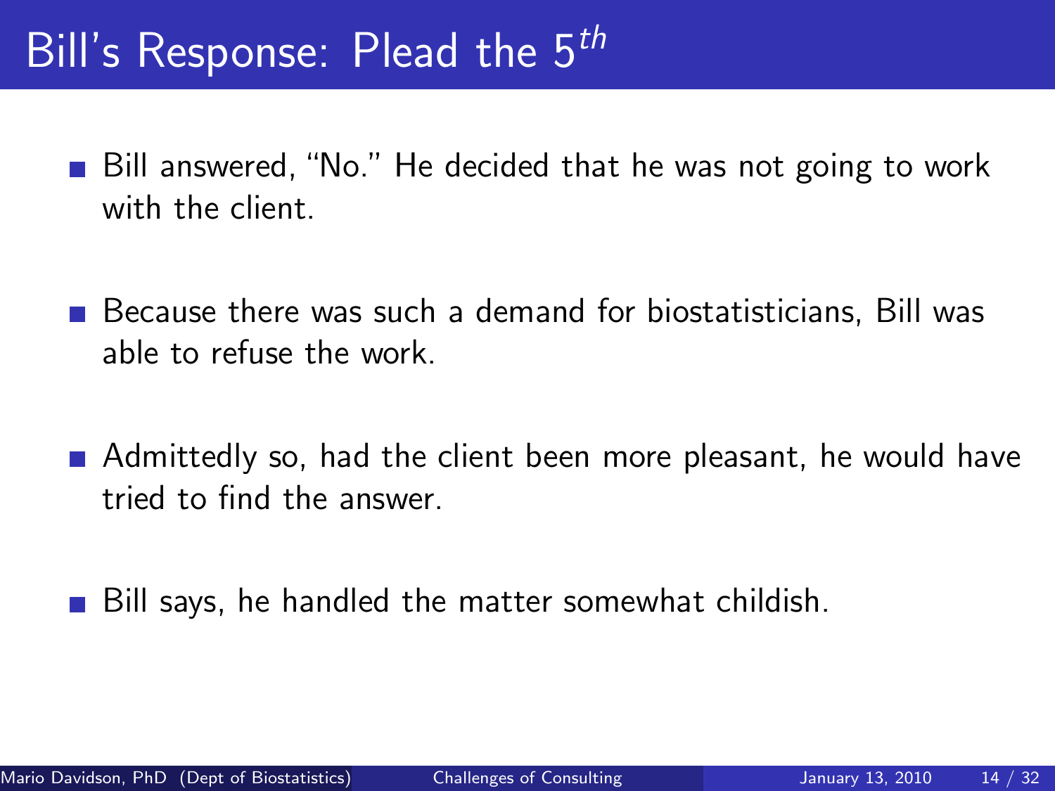# Bill's Response: Plead the $5^{th}$

- Bill answered, "No." He decided that he was not going to work with the client.
- Because there was such a demand for biostatisticians, Bill was able to refuse the work.
- Admittedly so, had the client been more pleasant, he would have tried to find the answer.
- Bill says, he handled the matter somewhat childish.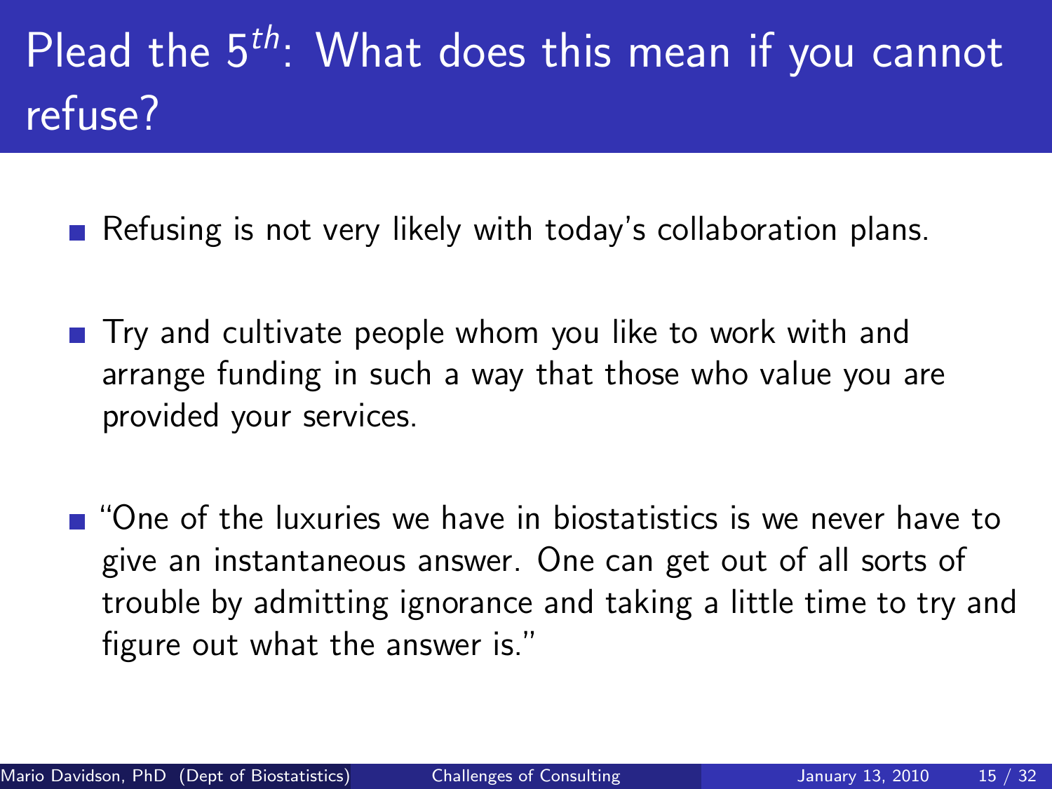# Plead the $5^{th}$: What does this mean if you cannot refuse?

- Refusing is not very likely with today's collaboration plans.
- Try and cultivate people whom you like to work with and arrange funding in such a way that those who value you are provided your services.
- "One of the luxuries we have in biostatistics is we never have to give an instantaneous answer. One can get out of all sorts of trouble by admitting ignorance and taking a little time to try and figure out what the answer is."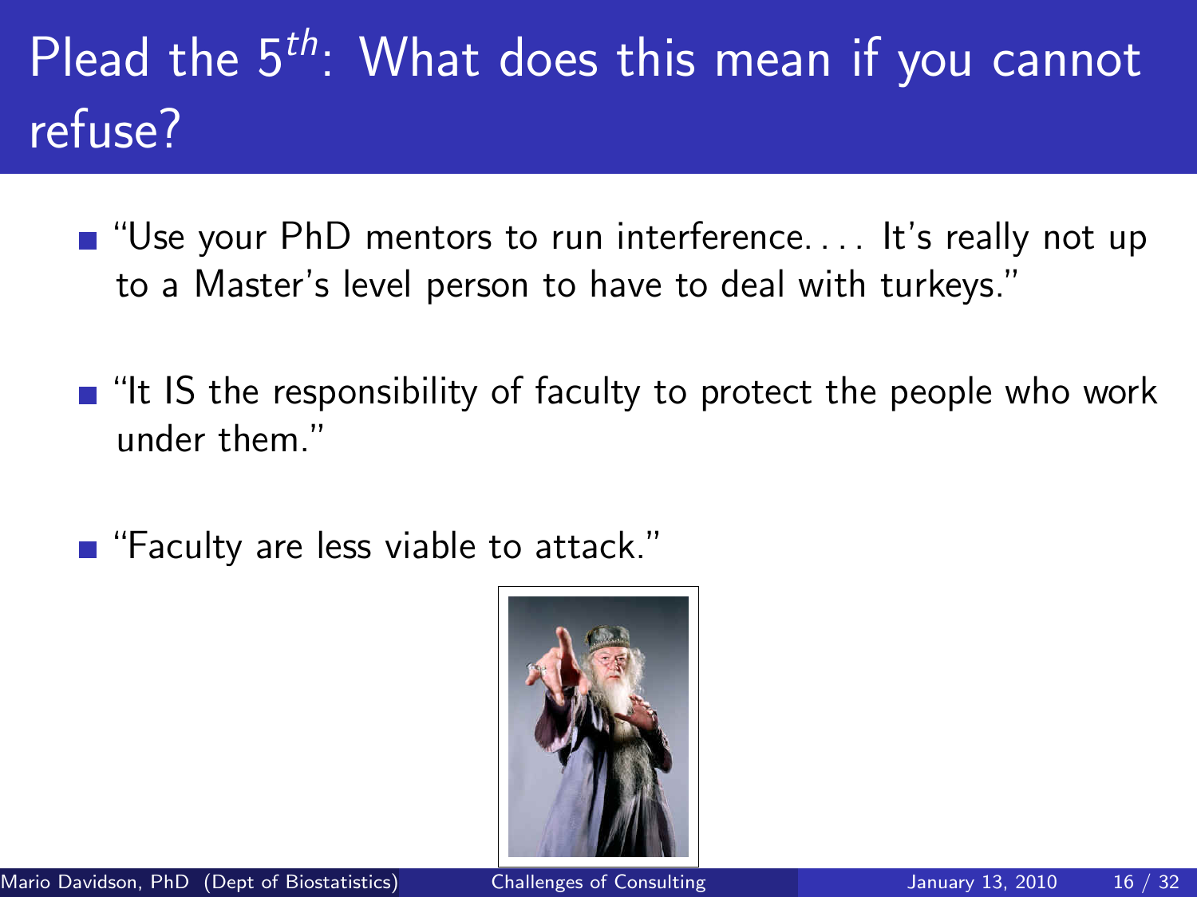# Plead the $5^{th}$: What does this mean if you cannot refuse?

- "Use your PhD mentors to run interference. . . . It's really not up to a Master's level person to have to deal with turkeys."
- "It IS the responsibility of faculty to protect the people who work under them."
- "Faculty are less viable to attack."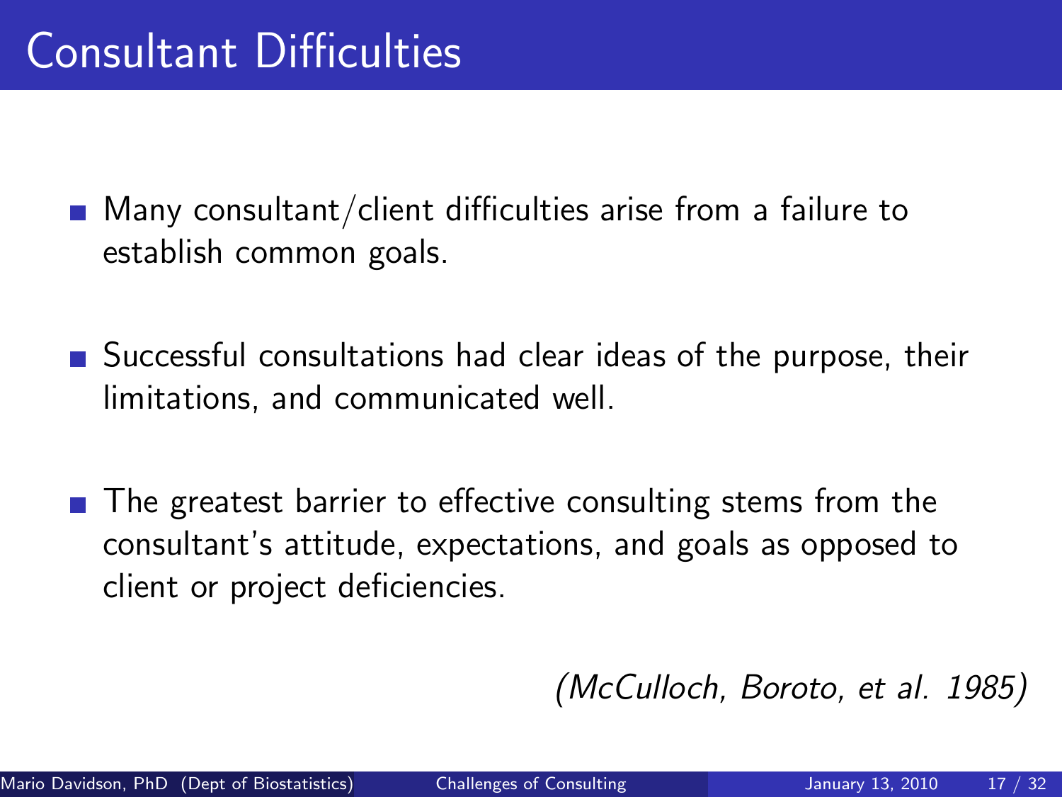# Consultant Difficulties

- Many consultant/client difficulties arise from a failure to establish common goals.
- Successful consultations had clear ideas of the purpose, their limitations, and communicated well.
- The greatest barrier to effective consulting stems from the consultant's attitude, expectations, and goals as opposed to client or project deficiencies.

*(McCulloch, Boroto, et al. 1985)*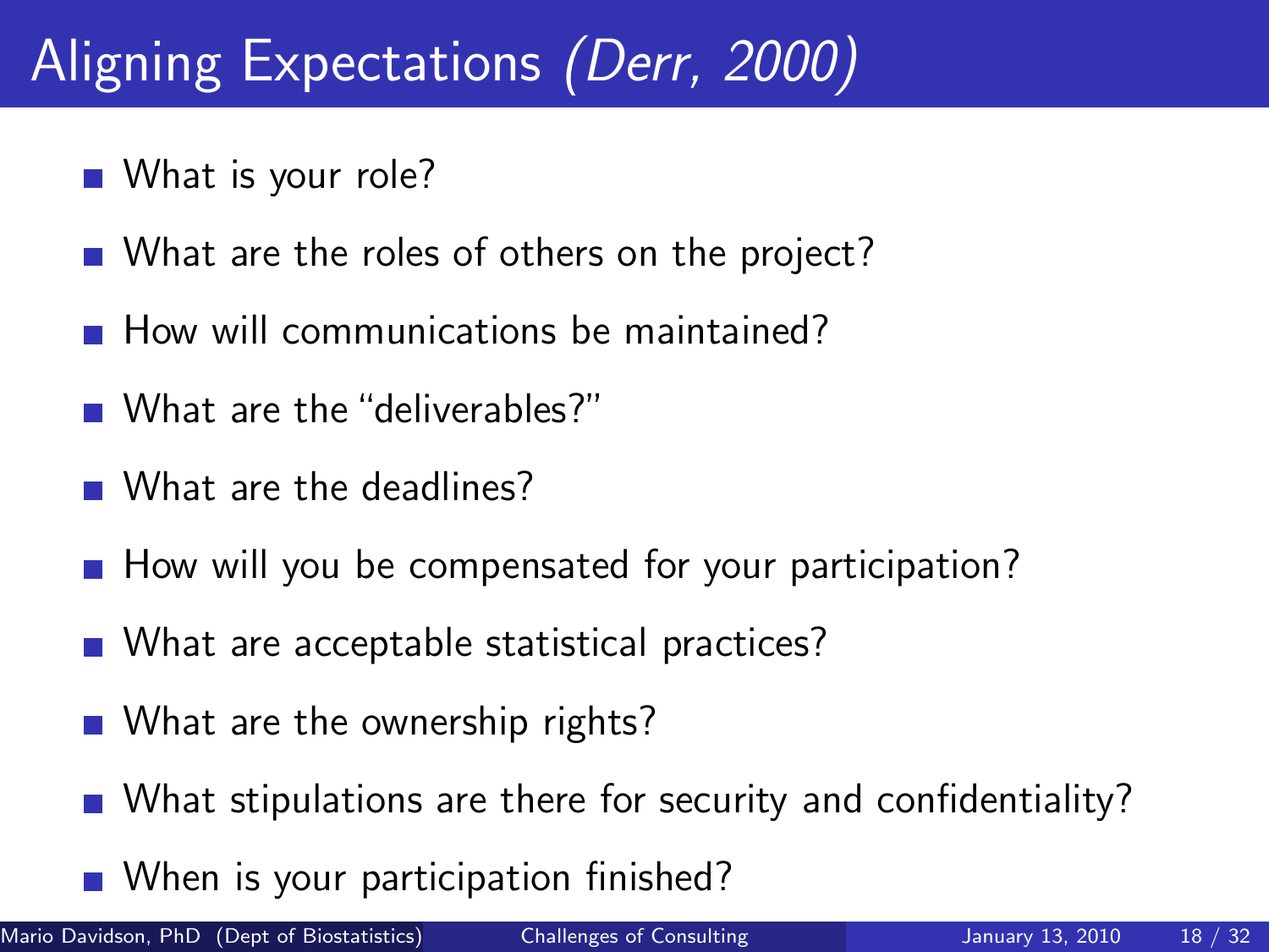# Aligning Expectations *(Derr, 2000)*

- What is your role?
- What are the roles of others on the project?
- How will communications be maintained?
- What are the "deliverables?"
- What are the deadlines?
- How will you be compensated for your participation?
- What are acceptable statistical practices?
- What are the ownership rights?
- What stipulations are there for security and confidentiality?
- When is your participation finished?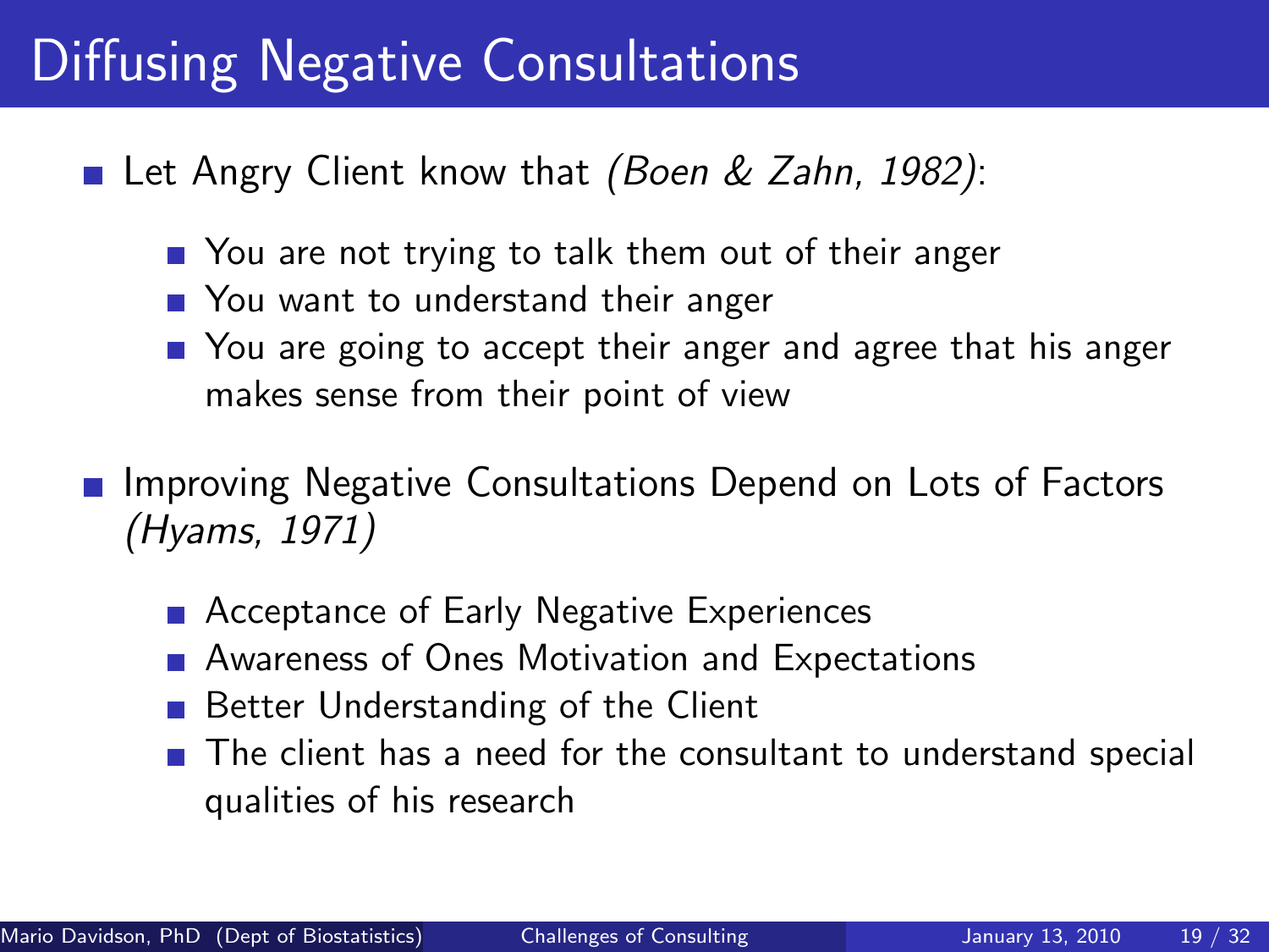# Diffusing Negative Consultations

- Let Angry Client know that *(Boen & Zahn, 1982)*:
  - You are not trying to talk them out of their anger
  - You want to understand their anger
  - You are going to accept their anger and agree that his anger makes sense from their point of view
- Improving Negative Consultations Depend on Lots of Factors *(Hyams, 1971)*
  - Acceptance of Early Negative Experiences
  - Awareness of Ones Motivation and Expectations
  - Better Understanding of the Client
  - The client has a need for the consultant to understand special qualities of his research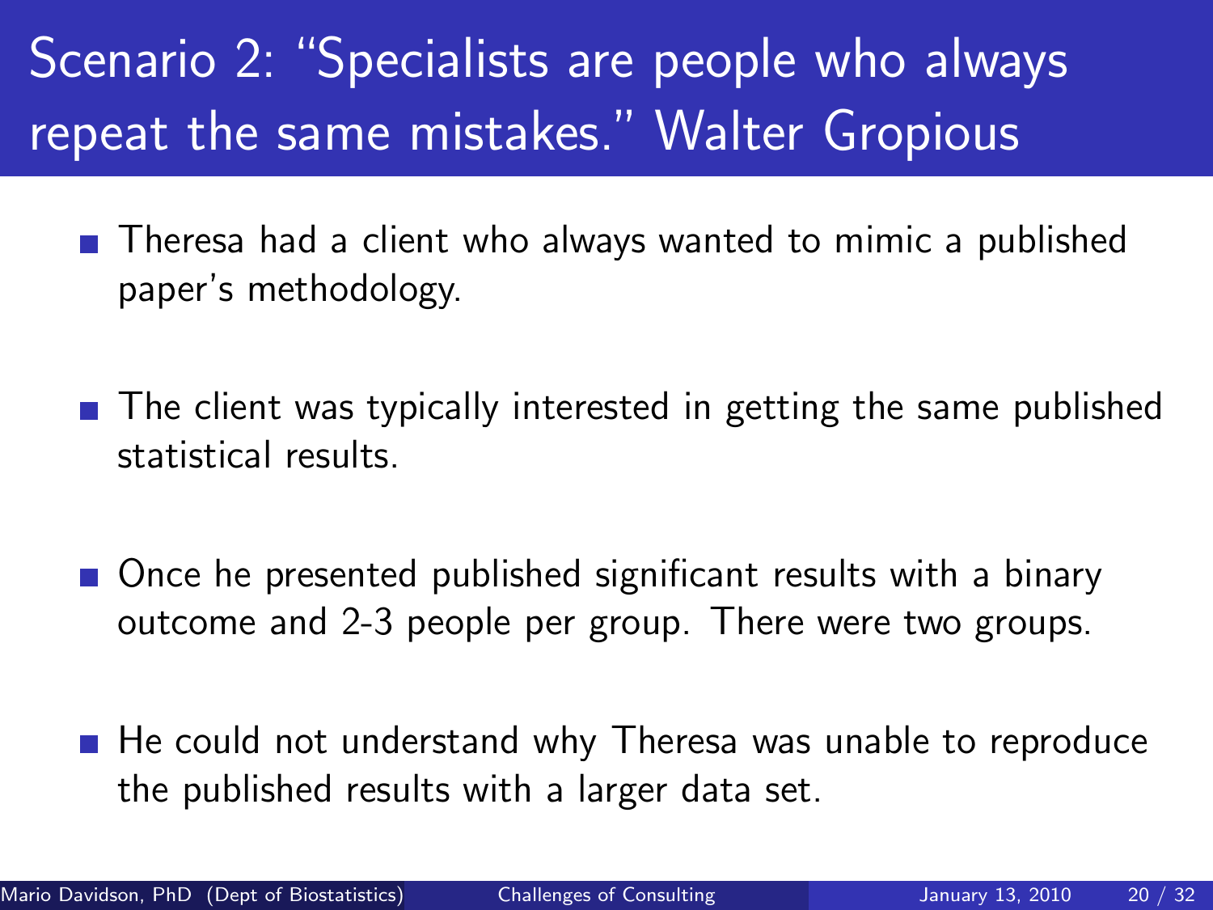# Scenario 2: "Specialists are people who always repeat the same mistakes." Walter Gropious

- Theresa had a client who always wanted to mimic a published paper's methodology.
- The client was typically interested in getting the same published statistical results.
- Once he presented published significant results with a binary outcome and 2-3 people per group. There were two groups.
- He could not understand why Theresa was unable to reproduce the published results with a larger data set.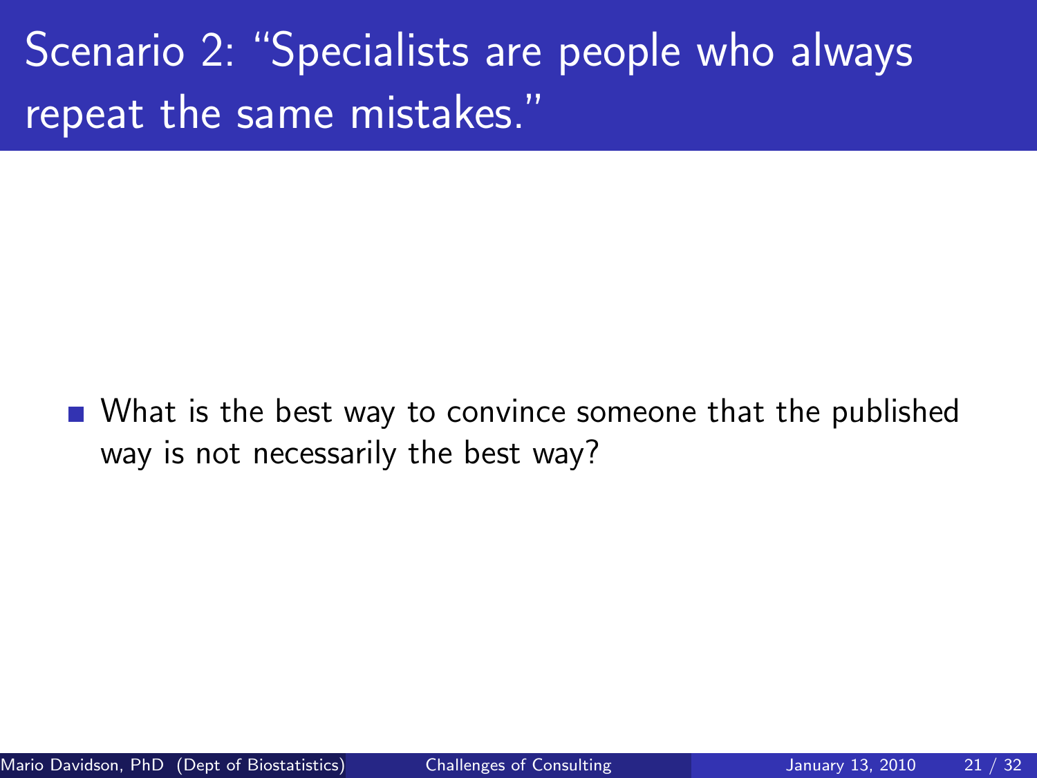# Scenario 2: "Specialists are people who always repeat the same mistakes."

- What is the best way to convince someone that the published way is not necessarily the best way?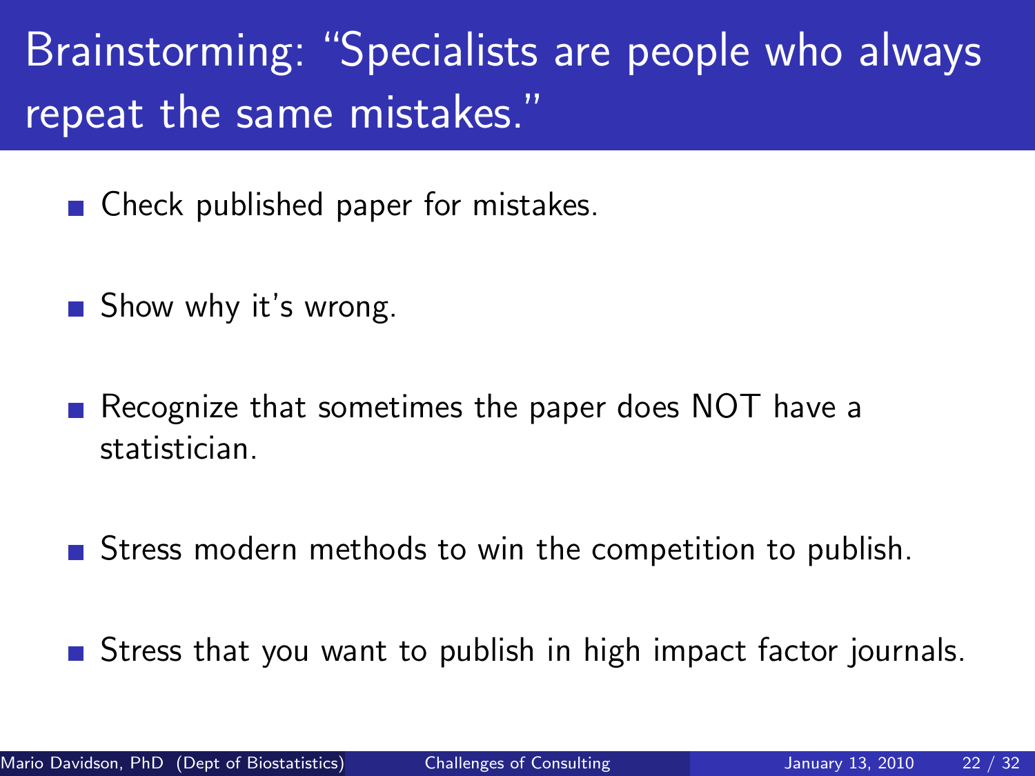# Brainstorming: "Specialists are people who always repeat the same mistakes."

- Check published paper for mistakes.
- Show why it's wrong.
- Recognize that sometimes the paper does NOT have a statistician.
- Stress modern methods to win the competition to publish.
- Stress that you want to publish in high impact factor journals.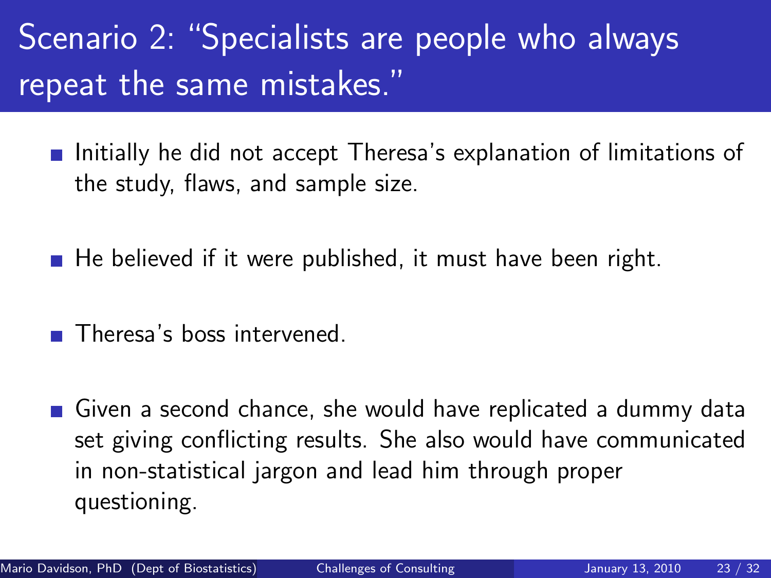# Scenario 2: "Specialists are people who always repeat the same mistakes."

- Initially he did not accept Theresa's explanation of limitations of the study, flaws, and sample size.
- He believed if it were published, it must have been right.
- Theresa's boss intervened.
- Given a second chance, she would have replicated a dummy data set giving conflicting results. She also would have communicated in non-statistical jargon and lead him through proper questioning.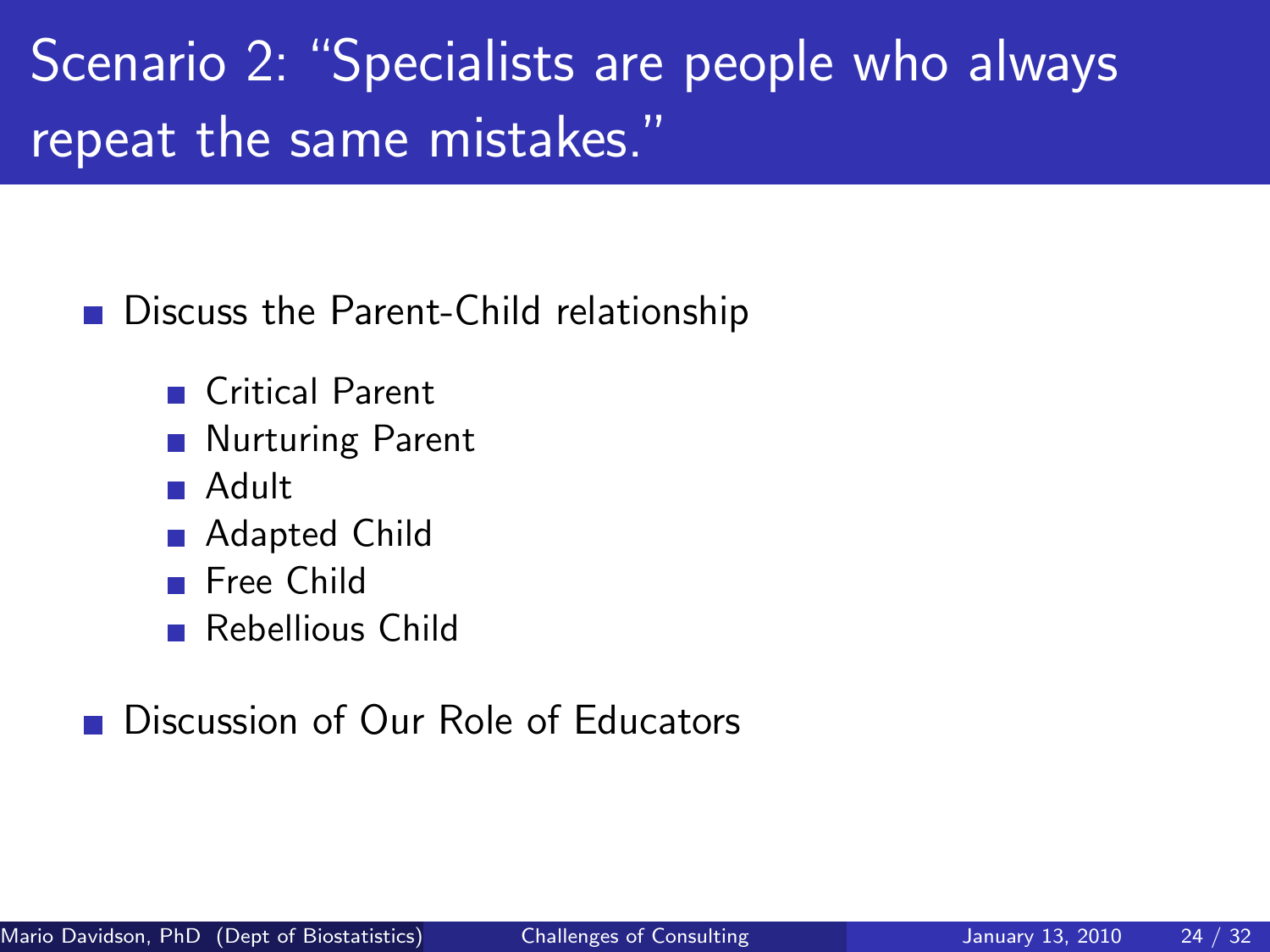# Scenario 2: "Specialists are people who always repeat the same mistakes."

- Discuss the Parent-Child relationship
  - Critical Parent
  - Nurturing Parent
  - Adult
  - Adapted Child
  - Free Child
  - Rebellious Child
- Discussion of Our Role of Educators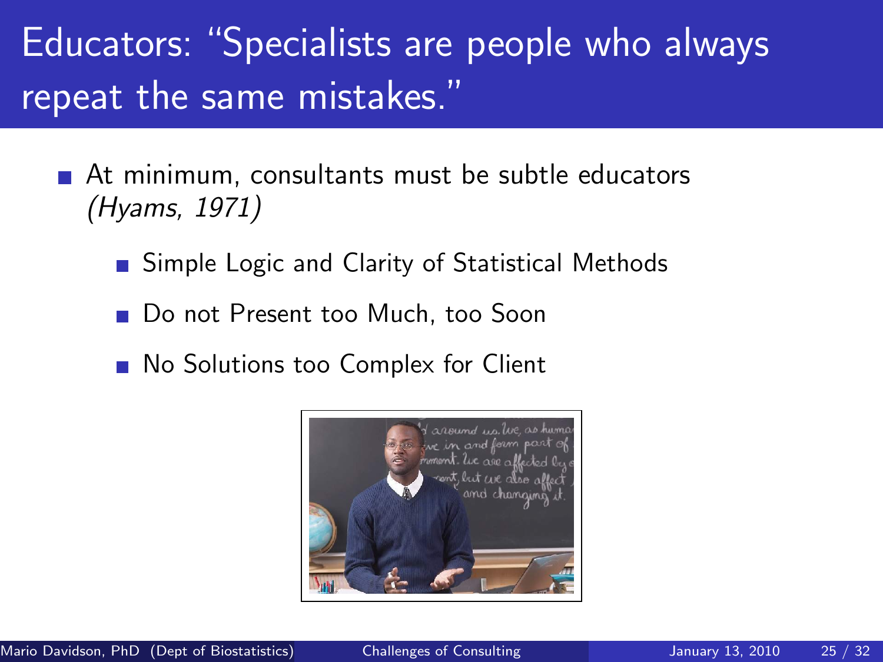# Educators: "Specialists are people who always repeat the same mistakes."

- At minimum, consultants must be subtle educators *(Hyams, 1971)*
  - Simple Logic and Clarity of Statistical Methods
  - Do not Present too Much, too Soon
  - No Solutions too Complex for Client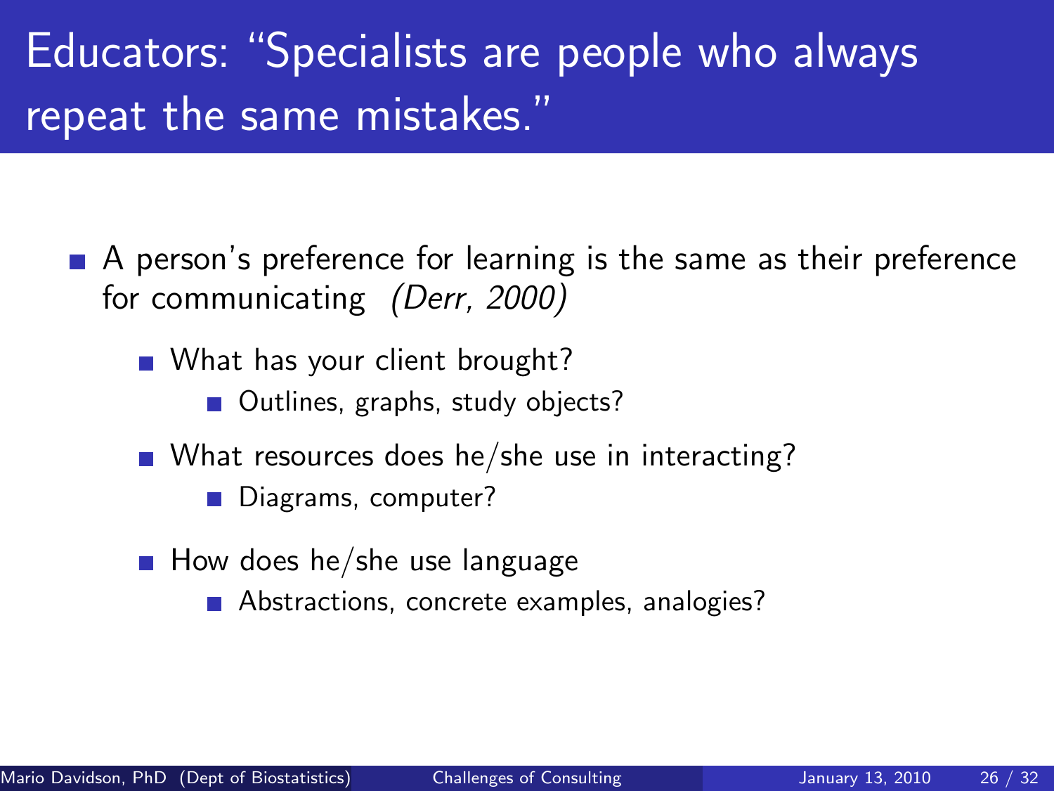# Educators: "Specialists are people who always repeat the same mistakes."

- A person's preference for learning is the same as their preference for communicating *(Derr, 2000)*
  - What has your client brought?
    - Outlines, graphs, study objects?
  - What resources does he/she use in interacting?
    - Diagrams, computer?
  - How does he/she use language
    - Abstractions, concrete examples, analogies?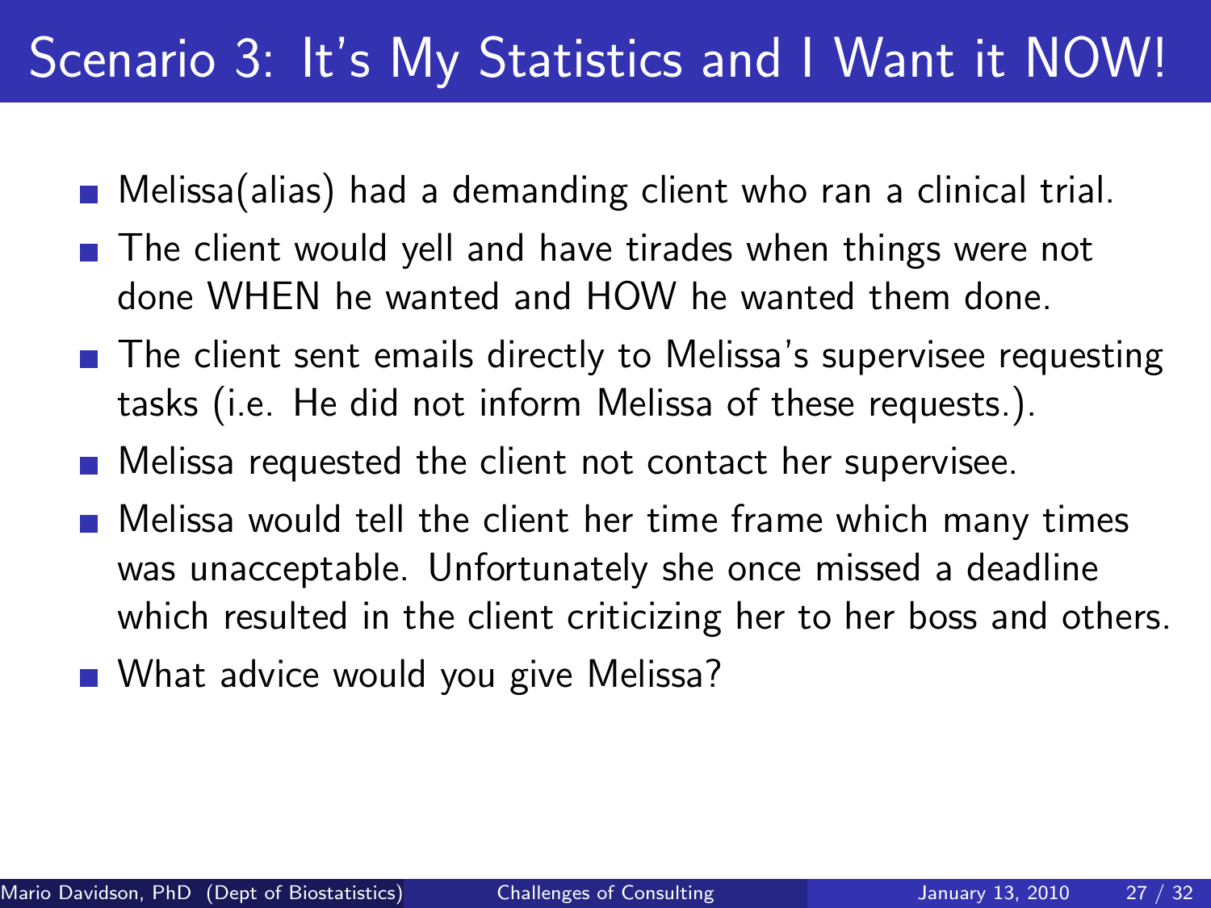# Scenario 3: It's My Statistics and I Want it NOW!

- Melissa(alias) had a demanding client who ran a clinical trial.
- The client would yell and have tirades when things were not done WHEN he wanted and HOW he wanted them done.
- The client sent emails directly to Melissa's supervisee requesting tasks (i.e. He did not inform Melissa of these requests.).
- Melissa requested the client not contact her supervisee.
- Melissa would tell the client her time frame which many times was unacceptable. Unfortunately she once missed a deadline which resulted in the client criticizing her to her boss and others.
- What advice would you give Melissa?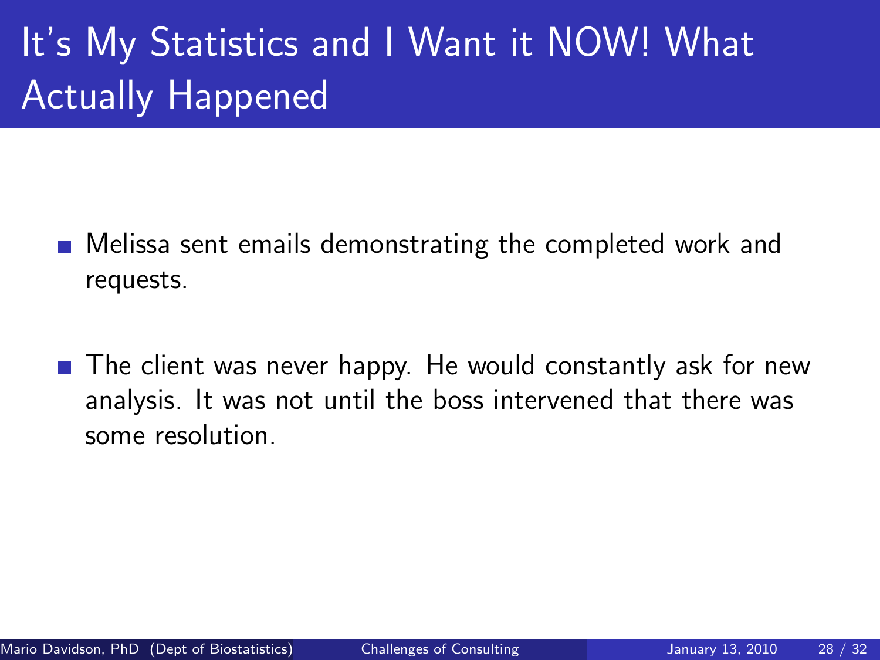# It's My Statistics and I Want it NOW! What Actually Happened

- Melissa sent emails demonstrating the completed work and requests.
- The client was never happy. He would constantly ask for new analysis. It was not until the boss intervened that there was some resolution.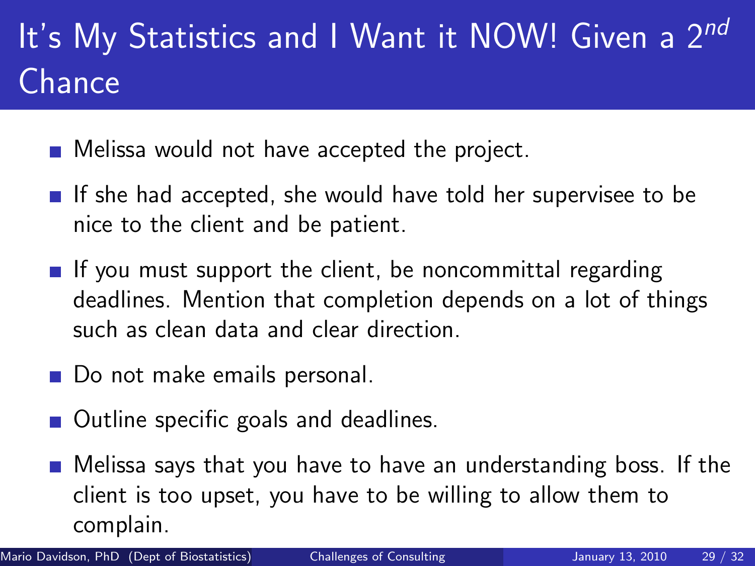# It's My Statistics and I Want it NOW! Given a $2^{nd}$ Chance

- Melissa would not have accepted the project.
- If she had accepted, she would have told her supervisee to be nice to the client and be patient.
- If you must support the client, be noncommittal regarding deadlines. Mention that completion depends on a lot of things such as clean data and clear direction.
- Do not make emails personal.
- Outline specific goals and deadlines.
- Melissa says that you have to have an understanding boss. If the client is too upset, you have to be willing to allow them to complain.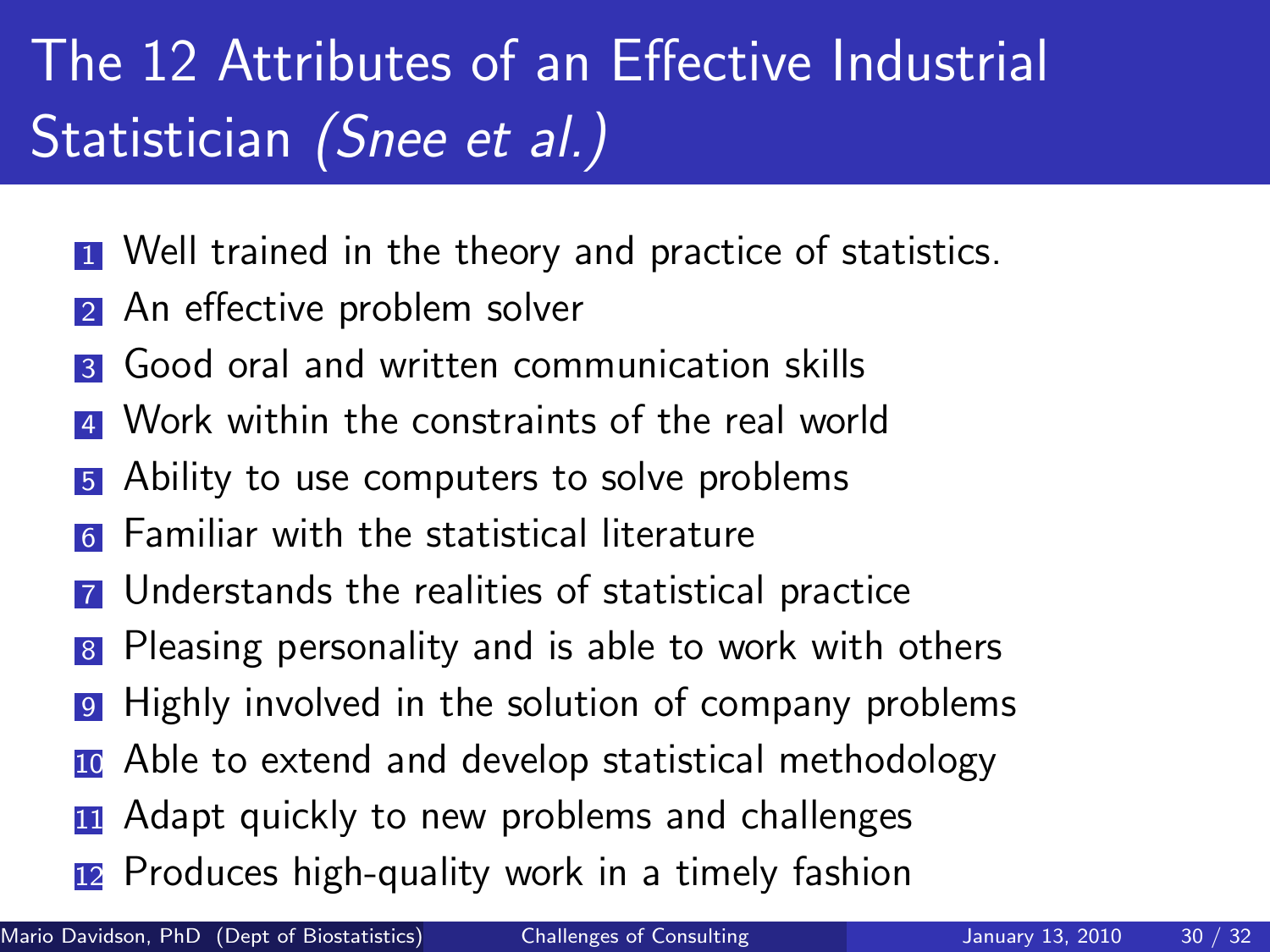# The 12 Attributes of an Effective Industrial Statistician *(Snee et al.)*

1. Well trained in the theory and practice of statistics.
2. An effective problem solver
3. Good oral and written communication skills
4. Work within the constraints of the real world
5. Ability to use computers to solve problems
6. Familiar with the statistical literature
7. Understands the realities of statistical practice
8. Pleasing personality and is able to work with others
9. Highly involved in the solution of company problems
10. Able to extend and develop statistical methodology
11. Adapt quickly to new problems and challenges
12. Produces high-quality work in a timely fashion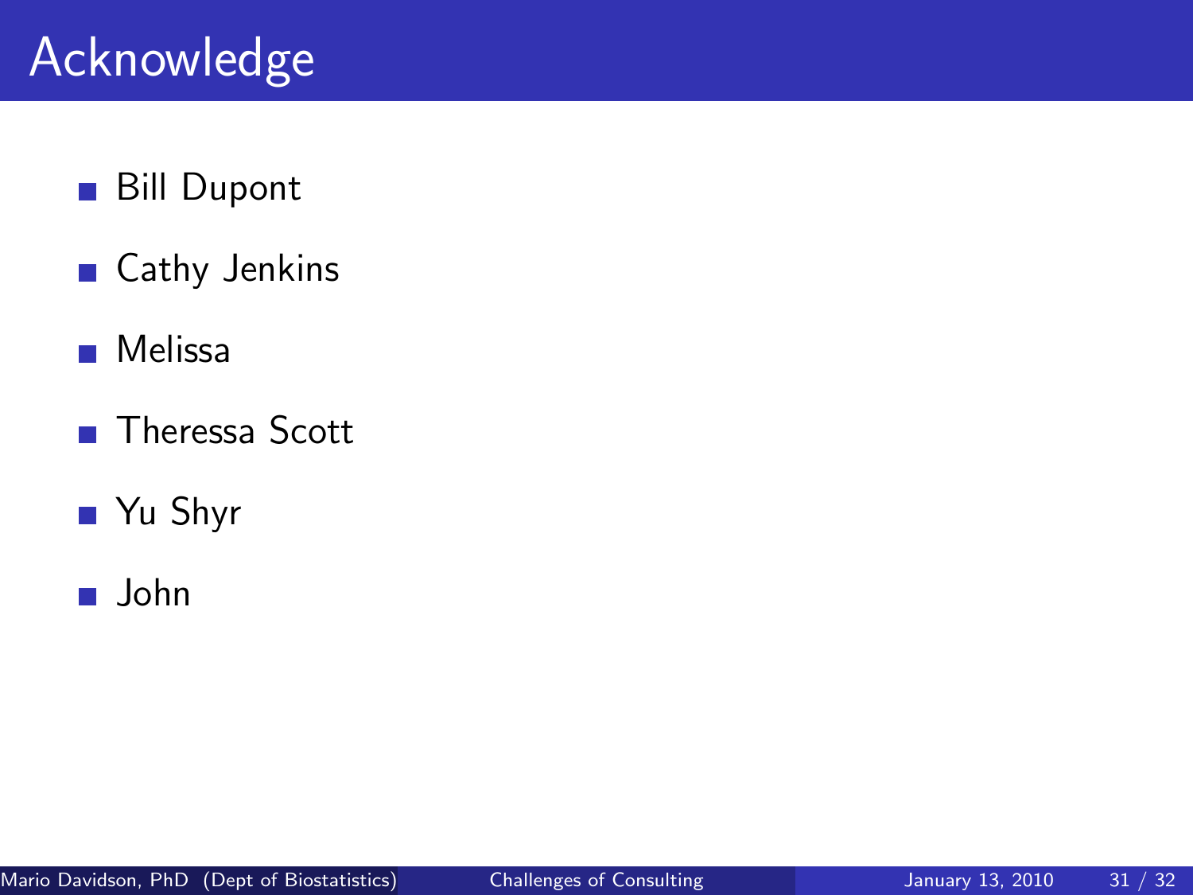# Acknowledge

- Bill Dupont
- Cathy Jenkins
- Melissa
- Theressa Scott
- Yu Shyr
- John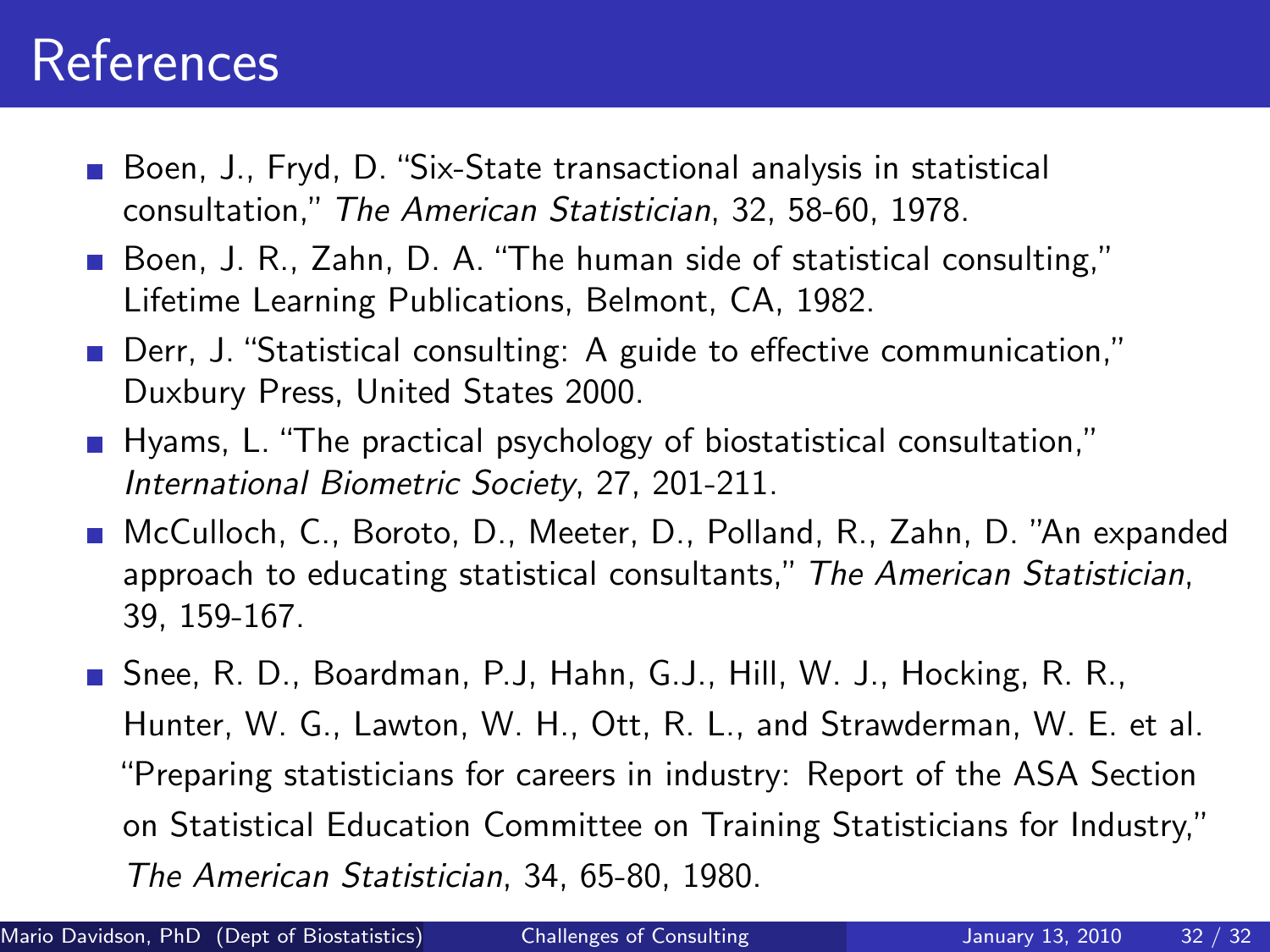# References

- Boen, J., Fryd, D. "Six-State transactional analysis in statistical consultation," *The American Statistician*, 32, 58-60, 1978.
- Boen, J. R., Zahn, D. A. "The human side of statistical consulting," Lifetime Learning Publications, Belmont, CA, 1982.
- Derr, J. "Statistical consulting: A guide to effective communication," Duxbury Press, United States 2000.
- Hyams, L. "The practical psychology of biostatistical consultation," *International Biometric Society*, 27, 201-211.
- McCulloch, C., Boroto, D., Meeter, D., Polland, R., Zahn, D. "An expanded approach to educating statistical consultants," *The American Statistician*, 39, 159-167.
- Snee, R. D., Boardman, P.J, Hahn, G.J., Hill, W. J., Hocking, R. R., Hunter, W. G., Lawton, W. H., Ott, R. L., and Strawderman, W. E. et al. "Preparing statisticians for careers in industry: Report of the ASA Section on Statistical Education Committee on Training Statisticians for Industry," *The American Statistician*, 34, 65-80, 1980.